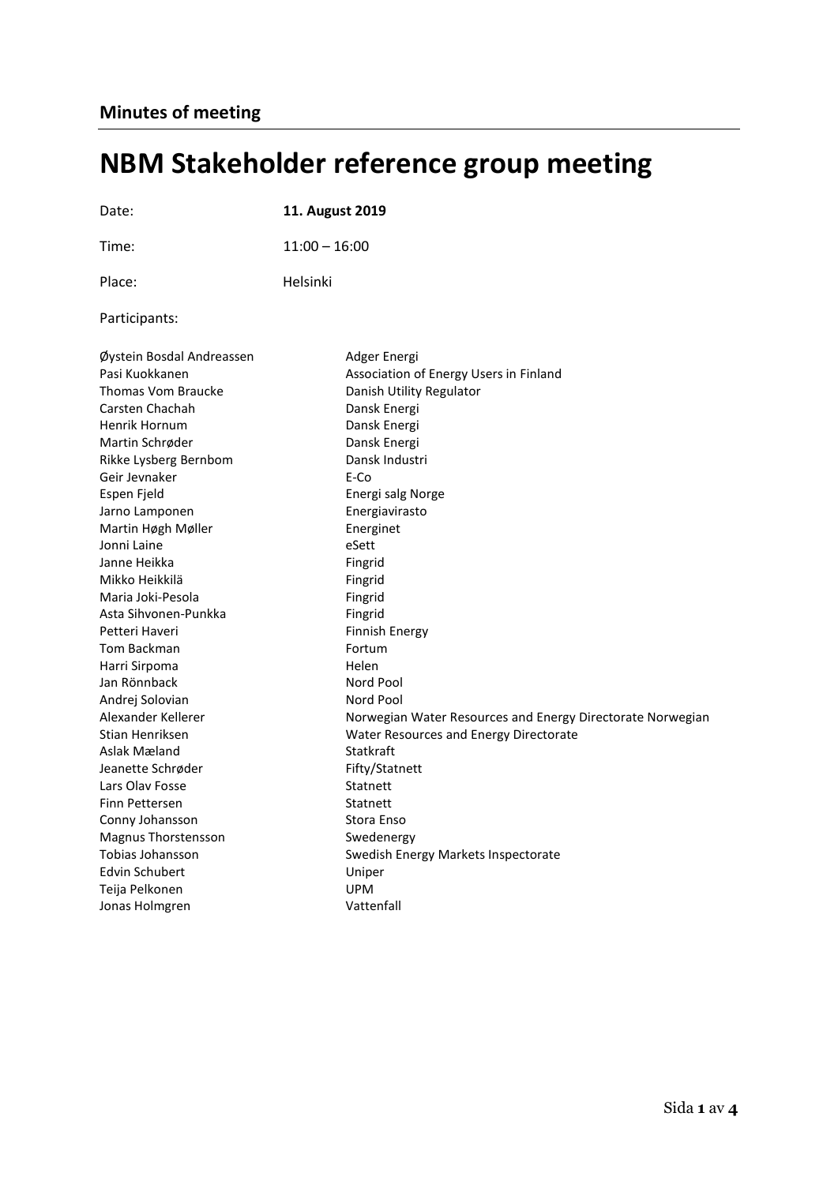**Minutes of meeting**

# NBM Stakeholder reference group meeting

Date: **11. August 2019**

Time: 11:00 – 16:00

Place: Helsinki

Participants:

| | |
|---|---|
| Øystein Bosdal Andreassen | Adger Energi |
| Pasi Kuokkanen | Association of Energy Users in Finland |
| Thomas Vom Braucke | Danish Utility Regulator |
| Carsten Chachah | Dansk Energi |
| Henrik Hornum | Dansk Energi |
| Martin Schrøder | Dansk Energi |
| Rikke Lysberg Bernbom | Dansk Industri |
| Geir Jevnaker | E-Co |
| Espen Fjeld | Energi salg Norge |
| Jarno Lamponen | Energiavirasto |
| Martin Høgh Møller | Energinet |
| Jonni Laine | eSett |
| Janne Heikka | Fingrid |
| Mikko Heikkilä | Fingrid |
| Maria Joki-Pesola | Fingrid |
| Asta Sihvonen-Punkka | Fingrid |
| Petteri Haveri | Finnish Energy |
| Tom Backman | Fortum |
| Harri Sirpoma | Helen |
| Jan Rönnback | Nord Pool |
| Andrej Solovian | Nord Pool |
| Alexander Kellerer | Norwegian Water Resources and Energy Directorate Norwegian |
| Stian Henriksen | Water Resources and Energy Directorate |
| Aslak Mæland | Statkraft |
| Jeanette Schrøder | Fifty/Statnett |
| Lars Olav Fosse | Statnett |
| Finn Pettersen | Statnett |
| Conny Johansson | Stora Enso |
| Magnus Thorstensson | Swedenergy |
| Tobias Johansson | Swedish Energy Markets Inspectorate |
| Edvin Schubert | Uniper |
| Teija Pelkonen | UPM |
| Jonas Holmgren | Vattenfall |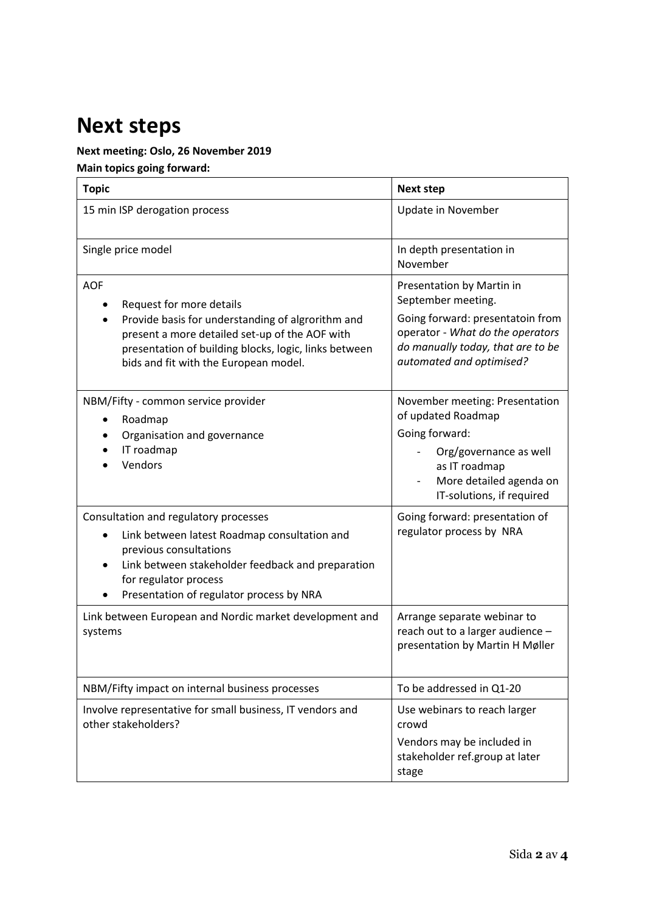# Next steps

**Next meeting: Oslo, 26 November 2019**

**Main topics going forward:**

| **Topic** | **Next step** |
|---|---|
| 15 min ISP derogation process | Update in November |
| Single price model | In depth presentation in November |
| AOF<br>• Request for more details<br>• Provide basis for understanding of algrorithm and present a more detailed set-up of the AOF with presentation of building blocks, logic, links between bids and fit with the European model. | Presentation by Martin in September meeting.<br>Going forward: presentatoin from operator - *What do the operators do manually today, that are to be automated and optimised?* |
| NBM/Fifty - common service provider<br>• Roadmap<br>• Organisation and governance<br>• IT roadmap<br>• Vendors | November meeting: Presentation of updated Roadmap<br>Going forward:<br>- Org/governance as well as IT roadmap<br>- More detailed agenda on IT-solutions, if required |
| Consultation and regulatory processes<br>• Link between latest Roadmap consultation and previous consultations<br>• Link between stakeholder feedback and preparation for regulator process<br>• Presentation of regulator process by NRA | Going forward: presentation of regulator process by NRA |
| Link between European and Nordic market development and systems | Arrange separate webinar to reach out to a larger audience – presentation by Martin H Møller |
| NBM/Fifty impact on internal business processes | To be addressed in Q1-20 |
| Involve representative for small business, IT vendors and other stakeholders? | Use webinars to reach larger crowd<br>Vendors may be included in stakeholder ref.group at later stage |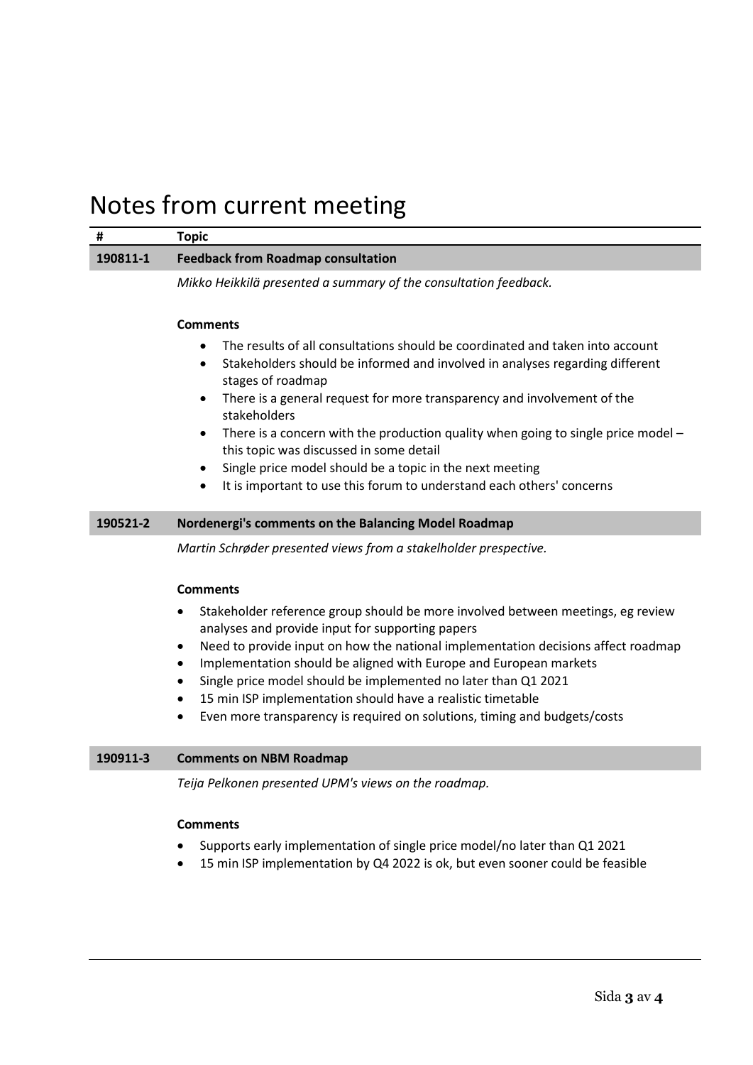# Notes from current meeting

| # | Topic |
|---|---|
| **190811-1** | **Feedback from Roadmap consultation** |

*Mikko Heikkilä presented a summary of the consultation feedback.*

**Comments**

- The results of all consultations should be coordinated and taken into account
- Stakeholders should be informed and involved in analyses regarding different stages of roadmap
- There is a general request for more transparency and involvement of the stakeholders
- There is a concern with the production quality when going to single price model – this topic was discussed in some detail
- Single price model should be a topic in the next meeting
- It is important to use this forum to understand each others' concerns

| | |
|---|---|
| **190521-2** | **Nordenergi's comments on the Balancing Model Roadmap** |

*Martin Schrøder presented views from a stakelholder prespective.*

**Comments**

- Stakeholder reference group should be more involved between meetings, eg review analyses and provide input for supporting papers
- Need to provide input on how the national implementation decisions affect roadmap
- Implementation should be aligned with Europe and European markets
- Single price model should be implemented no later than Q1 2021
- 15 min ISP implementation should have a realistic timetable
- Even more transparency is required on solutions, timing and budgets/costs

| | |
|---|---|
| **190911-3** | **Comments on NBM Roadmap** |

*Teija Pelkonen presented UPM's views on the roadmap.*

**Comments**

- Supports early implementation of single price model/no later than Q1 2021
- 15 min ISP implementation by Q4 2022 is ok, but even sooner could be feasible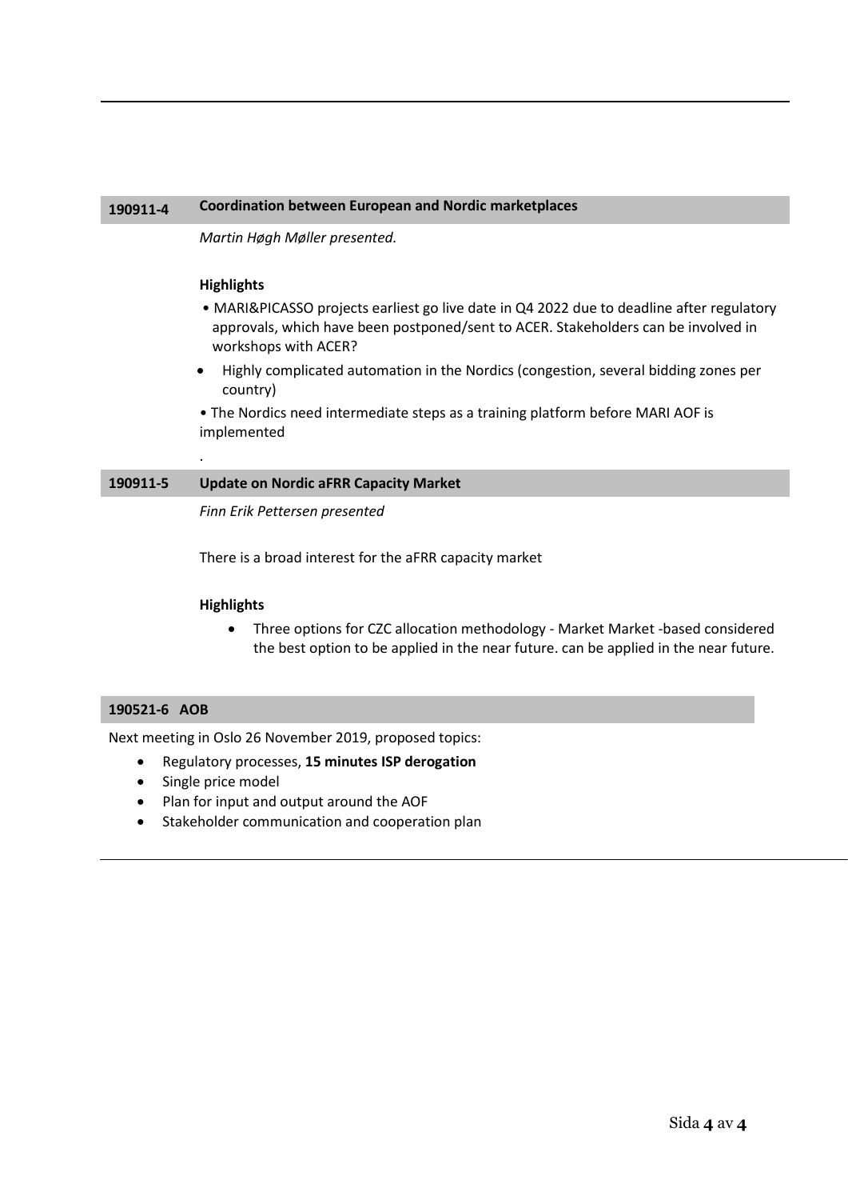## 190911-4 Coordination between European and Nordic marketplaces

*Martin Høgh Møller presented.*

**Highlights**

- MARI&PICASSO projects earliest go live date in Q4 2022 due to deadline after regulatory approvals, which have been postponed/sent to ACER. Stakeholders can be involved in workshops with ACER?
- Highly complicated automation in the Nordics (congestion, several bidding zones per country)
- The Nordics need intermediate steps as a training platform before MARI AOF is implemented

.

## 190911-5 Update on Nordic aFRR Capacity Market

*Finn Erik Pettersen presented*

There is a broad interest for the aFRR capacity market

**Highlights**

- Three options for CZC allocation methodology - Market Market -based considered the best option to be applied in the near future. can be applied in the near future.

## 190521-6 AOB

Next meeting in Oslo 26 November 2019, proposed topics:

- Regulatory processes, **15 minutes ISP derogation**
- Single price model
- Plan for input and output around the AOF
- Stakeholder communication and cooperation plan